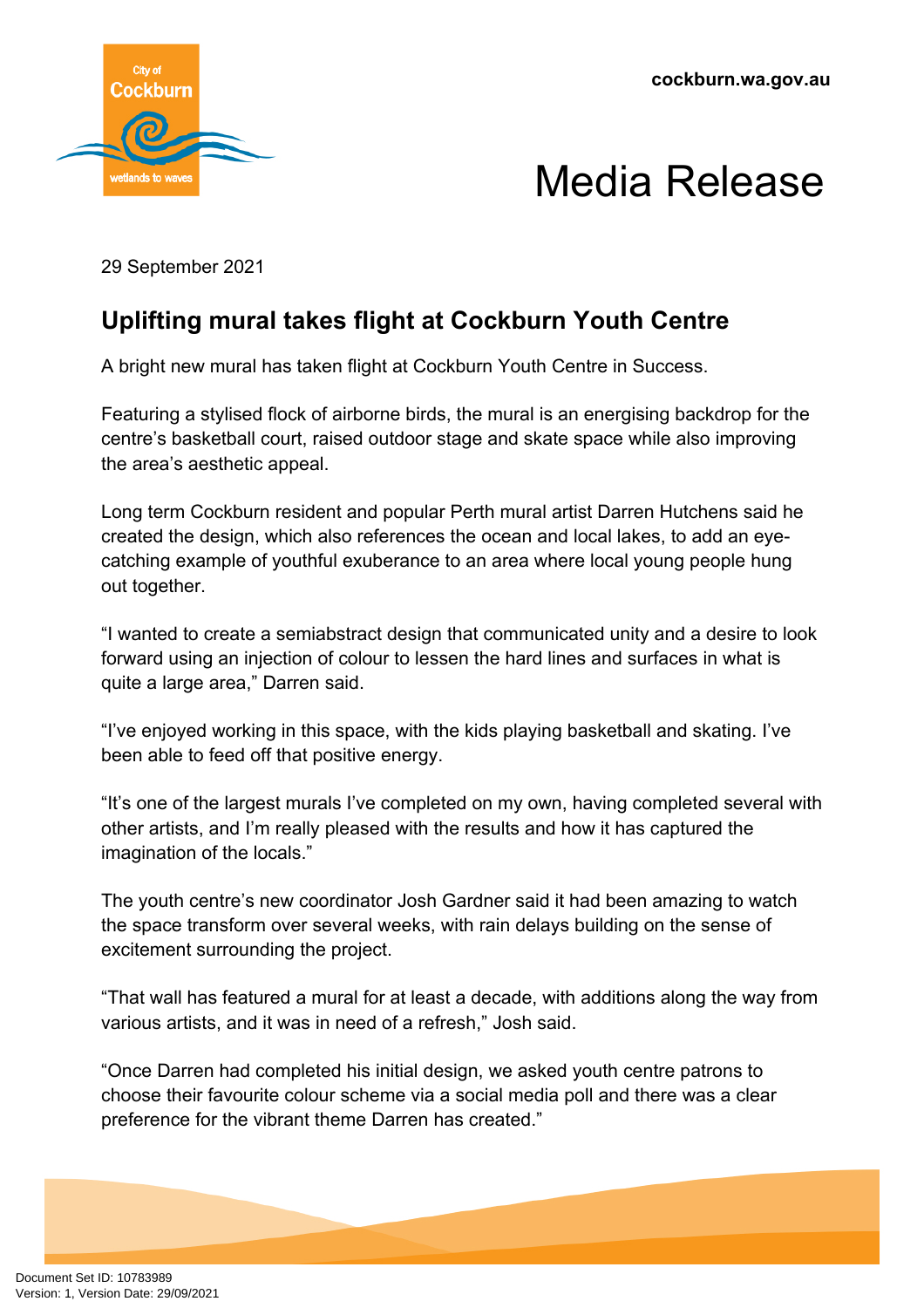# Media Release

29 September 2021

## Uplifting mural takes flight at Cockburn Youth Centre

A bright new mural has taken flight at Cockburn Youth Centre in Success.

Featuring a stylised flock of airborne birds, the mural is an energising backdrop for the centre's basketball court, raised outdoor stage and skate space while also improving the area's aesthetic appeal.

Long term Cockburn resident and popular Perth mural artist Darren Hutchens said he created the design, which also references the ocean and local lakes, to add an eye-catching example of youthful exuberance to an area where local young people hung out together.

"I wanted to create a semiabstract design that communicated unity and a desire to look forward using an injection of colour to lessen the hard lines and surfaces in what is quite a large area," Darren said.

"I've enjoyed working in this space, with the kids playing basketball and skating. I've been able to feed off that positive energy.

"It's one of the largest murals I've completed on my own, having completed several with other artists, and I'm really pleased with the results and how it has captured the imagination of the locals."

The youth centre's new coordinator Josh Gardner said it had been amazing to watch the space transform over several weeks, with rain delays building on the sense of excitement surrounding the project.

"That wall has featured a mural for at least a decade, with additions along the way from various artists, and it was in need of a refresh," Josh said.

"Once Darren had completed his initial design, we asked youth centre patrons to choose their favourite colour scheme via a social media poll and there was a clear preference for the vibrant theme Darren has created."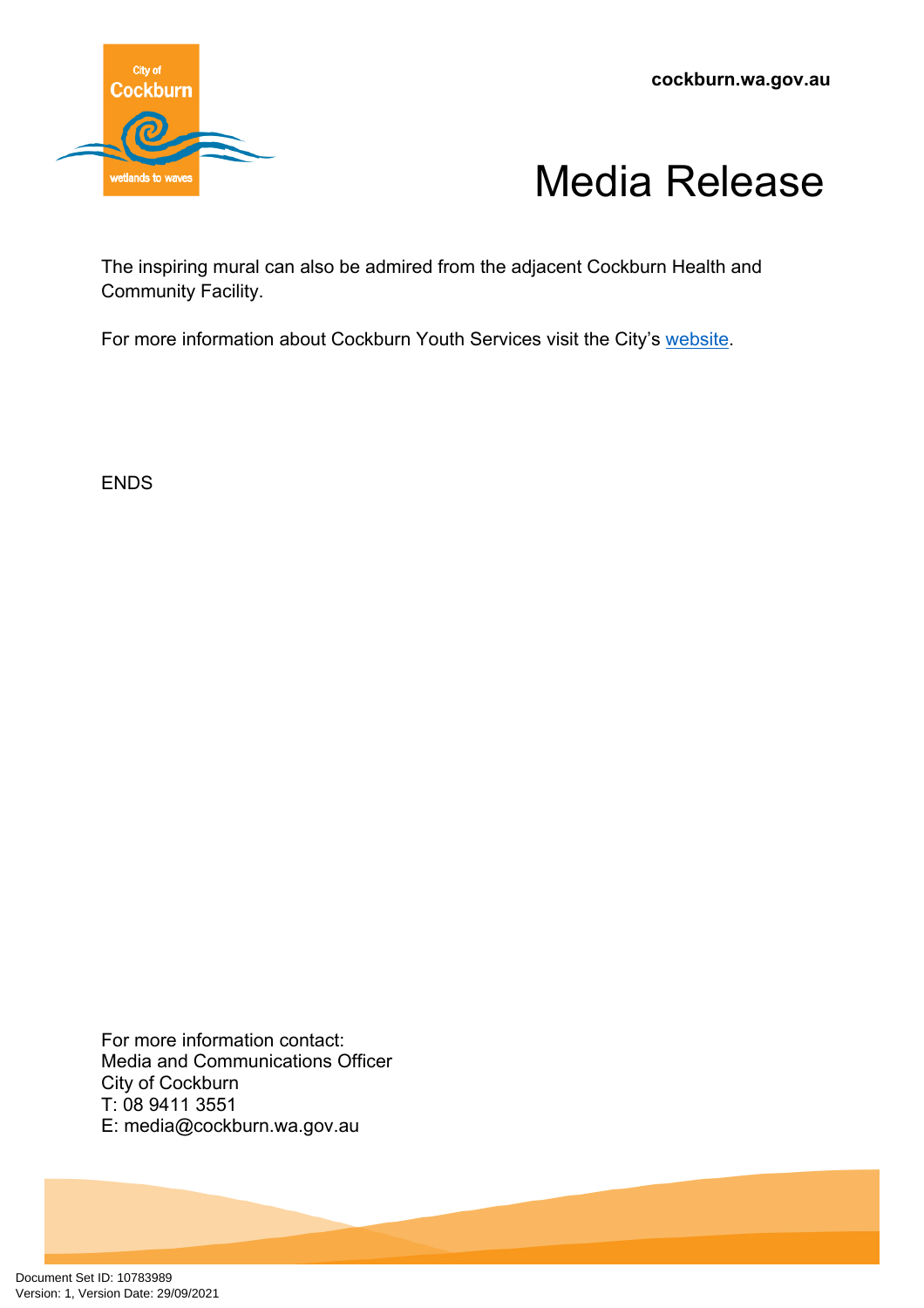The inspiring mural can also be admired from the adjacent Cockburn Health and Community Facility.

For more information about Cockburn Youth Services visit the City's website.

ENDS

For more information contact:
Media and Communications Officer
City of Cockburn
T: 08 9411 3551
E: media@cockburn.wa.gov.au